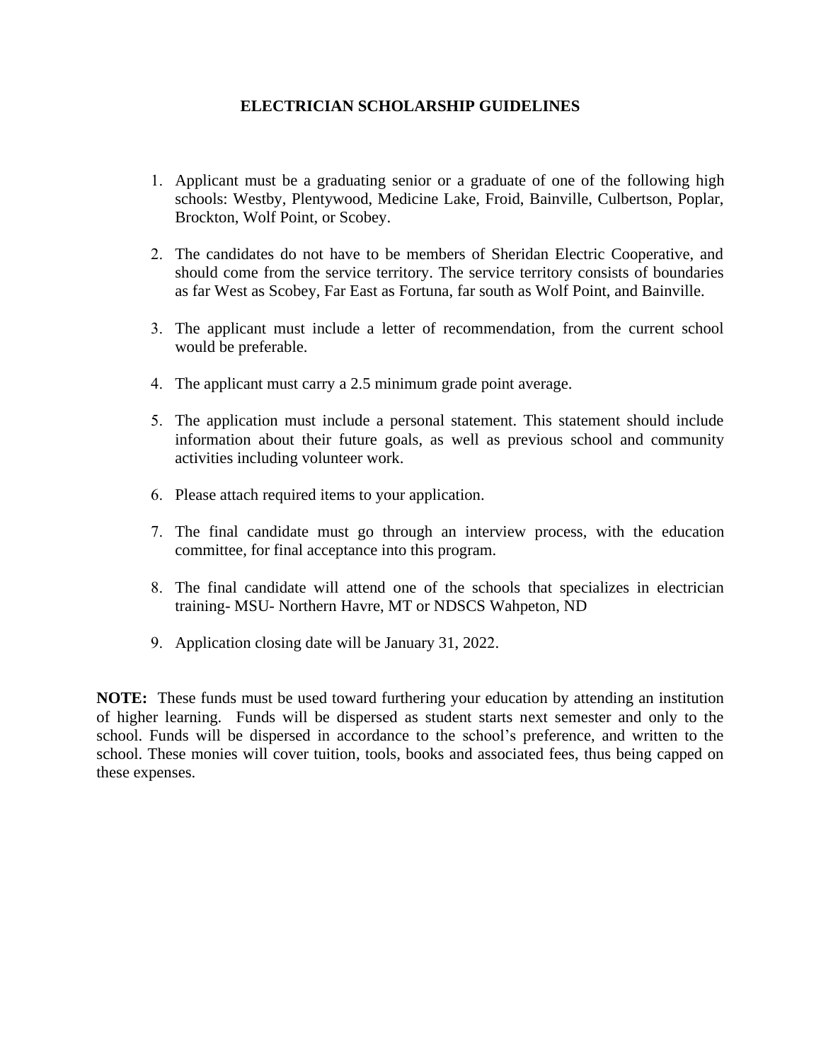# ELECTRICIAN SCHOLARSHIP GUIDELINES

1. Applicant must be a graduating senior or a graduate of one of the following high schools: Westby, Plentywood, Medicine Lake, Froid, Bainville, Culbertson, Poplar, Brockton, Wolf Point, or Scobey.

2. The candidates do not have to be members of Sheridan Electric Cooperative, and should come from the service territory. The service territory consists of boundaries as far West as Scobey, Far East as Fortuna, far south as Wolf Point, and Bainville.

3. The applicant must include a letter of recommendation, from the current school would be preferable.

4. The applicant must carry a 2.5 minimum grade point average.

5. The application must include a personal statement. This statement should include information about their future goals, as well as previous school and community activities including volunteer work.

6. Please attach required items to your application.

7. The final candidate must go through an interview process, with the education committee, for final acceptance into this program.

8. The final candidate will attend one of the schools that specializes in electrician training- MSU- Northern Havre, MT or NDSCS Wahpeton, ND

9. Application closing date will be January 31, 2022.

**NOTE:** These funds must be used toward furthering your education by attending an institution of higher learning. Funds will be dispersed as student starts next semester and only to the school. Funds will be dispersed in accordance to the school's preference, and written to the school. These monies will cover tuition, tools, books and associated fees, thus being capped on these expenses.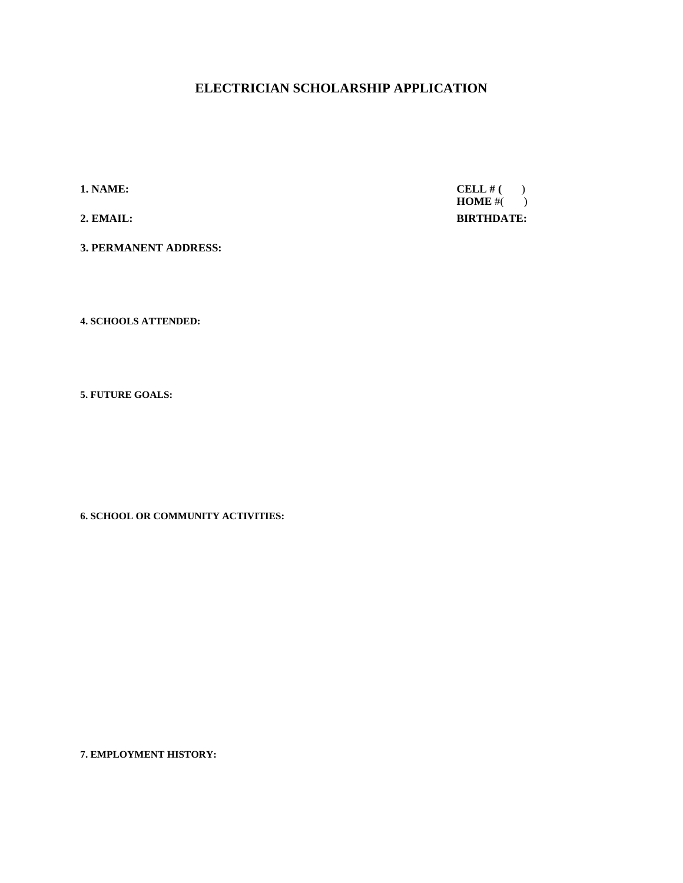# ELECTRICIAN SCHOLARSHIP APPLICATION

**1. NAME:**

**CELL # (** )

**HOME** #( )

**2. EMAIL:**

**BIRTHDATE:**

**3. PERMANENT ADDRESS:**

**4. SCHOOLS ATTENDED:**

**5. FUTURE GOALS:**

**6. SCHOOL OR COMMUNITY ACTIVITIES:**

**7. EMPLOYMENT HISTORY:**